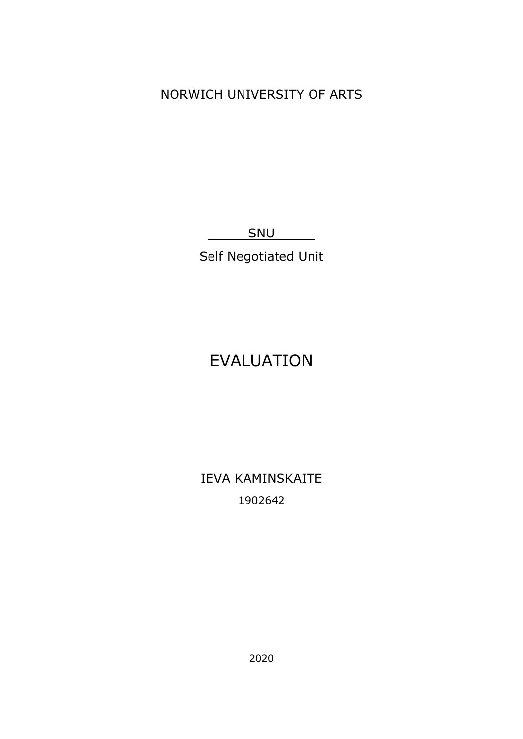NORWICH UNIVERSITY OF ARTS

SNU

Self Negotiated Unit

# EVALUATION

IEVA KAMINSKAITE

1902642

2020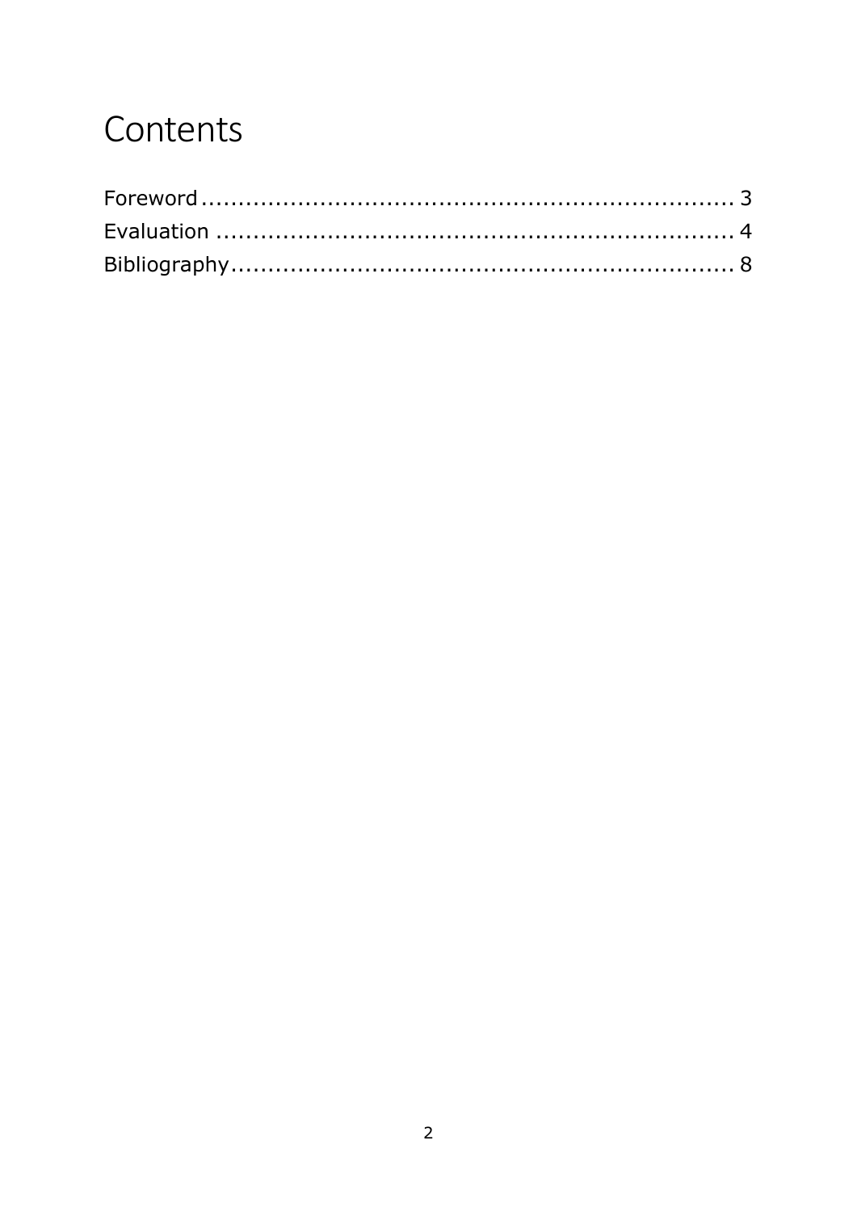# Contents

Foreword .......................................................... 3
Evaluation ........................................................ 4
Bibliography ...................................................... 8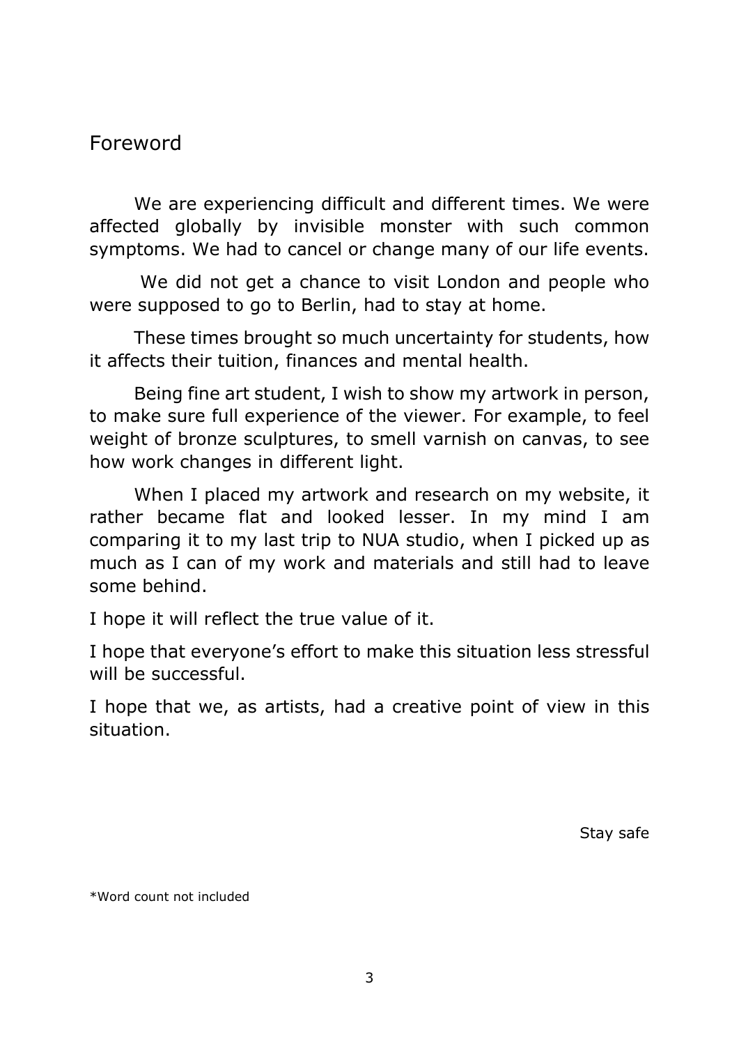# Foreword

We are experiencing difficult and different times. We were affected globally by invisible monster with such common symptoms. We had to cancel or change many of our life events.

We did not get a chance to visit London and people who were supposed to go to Berlin, had to stay at home.

These times brought so much uncertainty for students, how it affects their tuition, finances and mental health.

Being fine art student, I wish to show my artwork in person, to make sure full experience of the viewer. For example, to feel weight of bronze sculptures, to smell varnish on canvas, to see how work changes in different light.

When I placed my artwork and research on my website, it rather became flat and looked lesser. In my mind I am comparing it to my last trip to NUA studio, when I picked up as much as I can of my work and materials and still had to leave some behind.

I hope it will reflect the true value of it.

I hope that everyone's effort to make this situation less stressful will be successful.

I hope that we, as artists, had a creative point of view in this situation.

Stay safe

*Word count not included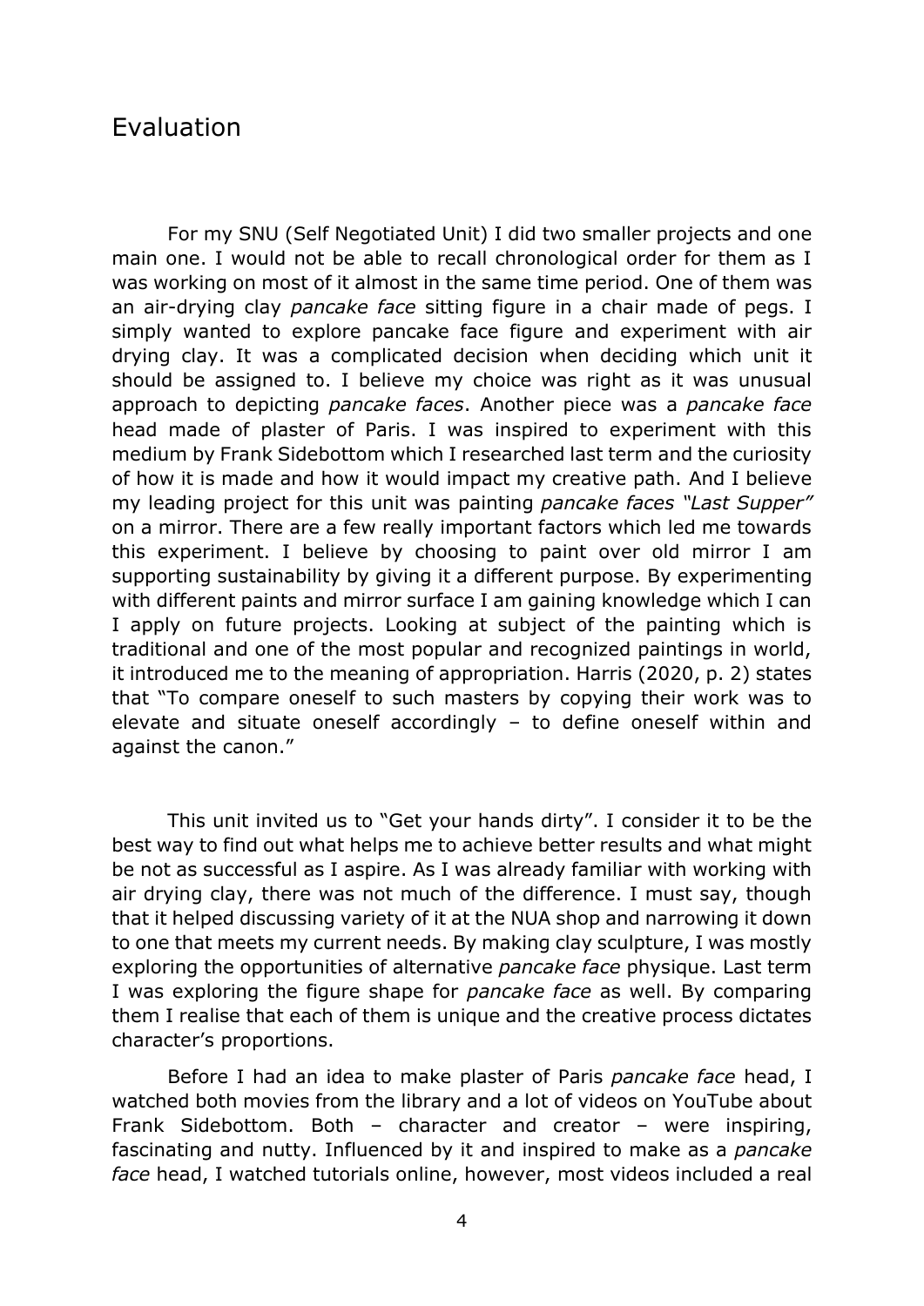# Evaluation

For my SNU (Self Negotiated Unit) I did two smaller projects and one main one. I would not be able to recall chronological order for them as I was working on most of it almost in the same time period. One of them was an air-drying clay *pancake face* sitting figure in a chair made of pegs. I simply wanted to explore pancake face figure and experiment with air drying clay. It was a complicated decision when deciding which unit it should be assigned to. I believe my choice was right as it was unusual approach to depicting *pancake faces*. Another piece was a *pancake face* head made of plaster of Paris. I was inspired to experiment with this medium by Frank Sidebottom which I researched last term and the curiosity of how it is made and how it would impact my creative path. And I believe my leading project for this unit was painting *pancake faces "Last Supper"* on a mirror. There are a few really important factors which led me towards this experiment. I believe by choosing to paint over old mirror I am supporting sustainability by giving it a different purpose. By experimenting with different paints and mirror surface I am gaining knowledge which I can I apply on future projects. Looking at subject of the painting which is traditional and one of the most popular and recognized paintings in world, it introduced me to the meaning of appropriation. Harris (2020, p. 2) states that "To compare oneself to such masters by copying their work was to elevate and situate oneself accordingly – to define oneself within and against the canon."

This unit invited us to "Get your hands dirty". I consider it to be the best way to find out what helps me to achieve better results and what might be not as successful as I aspire. As I was already familiar with working with air drying clay, there was not much of the difference. I must say, though that it helped discussing variety of it at the NUA shop and narrowing it down to one that meets my current needs. By making clay sculpture, I was mostly exploring the opportunities of alternative *pancake face* physique. Last term I was exploring the figure shape for *pancake face* as well. By comparing them I realise that each of them is unique and the creative process dictates character's proportions.

Before I had an idea to make plaster of Paris *pancake face* head, I watched both movies from the library and a lot of videos on YouTube about Frank Sidebottom. Both – character and creator – were inspiring, fascinating and nutty. Influenced by it and inspired to make as a *pancake face* head, I watched tutorials online, however, most videos included a real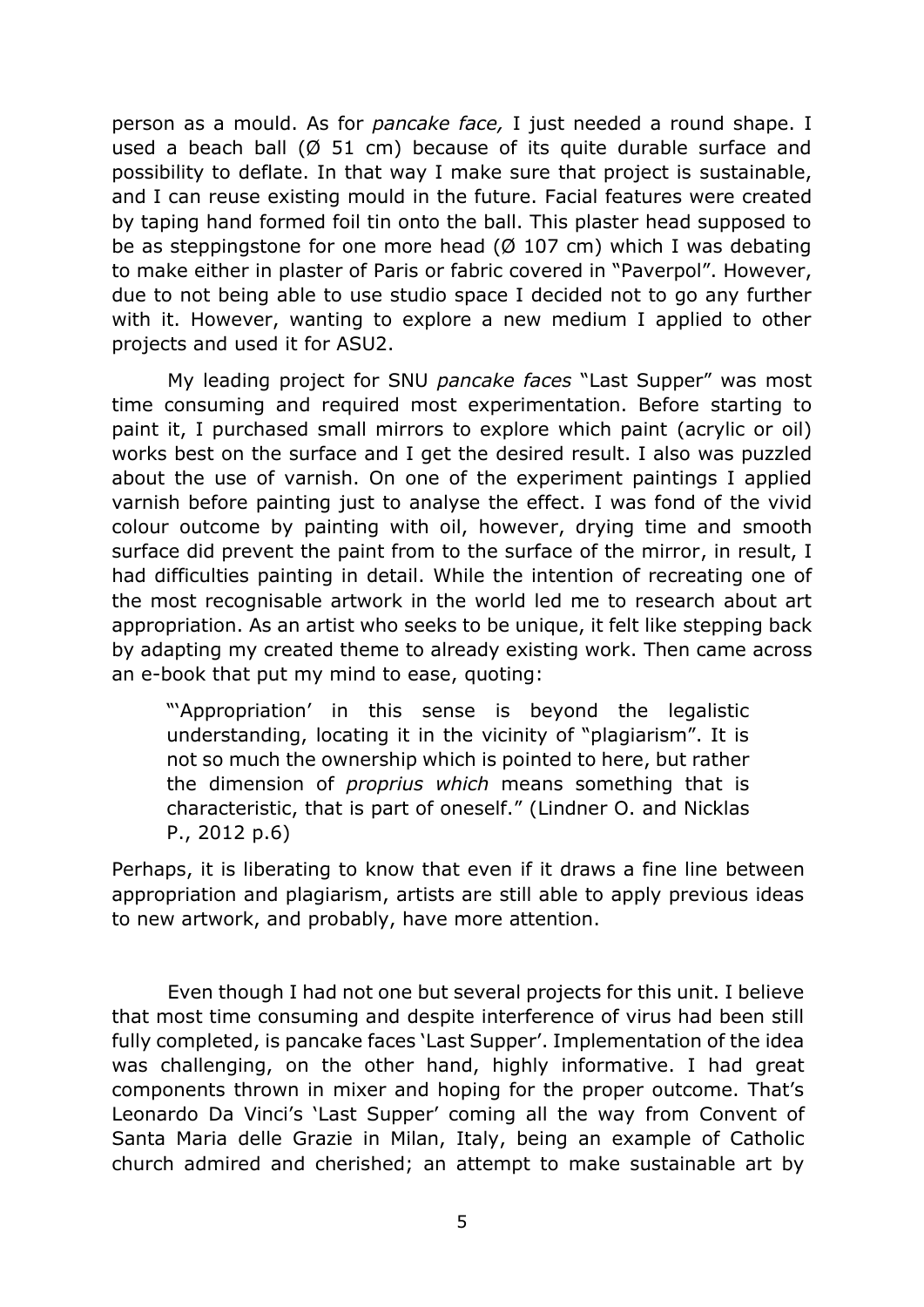person as a mould. As for *pancake face,* I just needed a round shape. I used a beach ball (Ø 51 cm) because of its quite durable surface and possibility to deflate. In that way I make sure that project is sustainable, and I can reuse existing mould in the future. Facial features were created by taping hand formed foil tin onto the ball. This plaster head supposed to be as steppingstone for one more head (Ø 107 cm) which I was debating to make either in plaster of Paris or fabric covered in "Paverpol". However, due to not being able to use studio space I decided not to go any further with it. However, wanting to explore a new medium I applied to other projects and used it for ASU2.

My leading project for SNU *pancake faces* "Last Supper" was most time consuming and required most experimentation. Before starting to paint it, I purchased small mirrors to explore which paint (acrylic or oil) works best on the surface and I get the desired result. I also was puzzled about the use of varnish. On one of the experiment paintings I applied varnish before painting just to analyse the effect. I was fond of the vivid colour outcome by painting with oil, however, drying time and smooth surface did prevent the paint from to the surface of the mirror, in result, I had difficulties painting in detail. While the intention of recreating one of the most recognisable artwork in the world led me to research about art appropriation. As an artist who seeks to be unique, it felt like stepping back by adapting my created theme to already existing work. Then came across an e-book that put my mind to ease, quoting:

> "'Appropriation' in this sense is beyond the legalistic understanding, locating it in the vicinity of "plagiarism". It is not so much the ownership which is pointed to here, but rather the dimension of *proprius which* means something that is characteristic, that is part of oneself." (Lindner O. and Nicklas P., 2012 p.6)

Perhaps, it is liberating to know that even if it draws a fine line between appropriation and plagiarism, artists are still able to apply previous ideas to new artwork, and probably, have more attention.

Even though I had not one but several projects for this unit. I believe that most time consuming and despite interference of virus had been still fully completed, is pancake faces 'Last Supper'. Implementation of the idea was challenging, on the other hand, highly informative. I had great components thrown in mixer and hoping for the proper outcome. That's Leonardo Da Vinci's 'Last Supper' coming all the way from Convent of Santa Maria delle Grazie in Milan, Italy, being an example of Catholic church admired and cherished; an attempt to make sustainable art by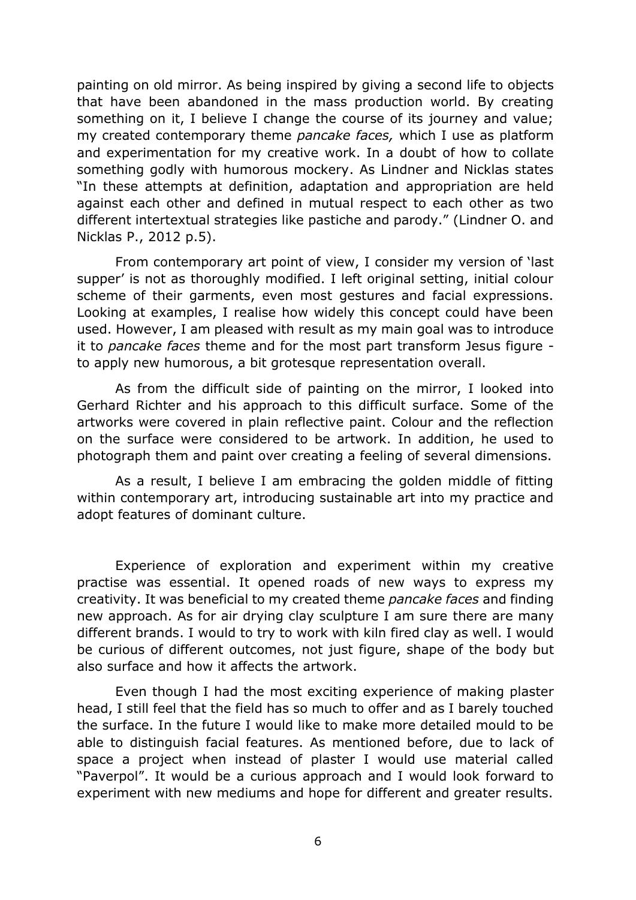painting on old mirror. As being inspired by giving a second life to objects that have been abandoned in the mass production world. By creating something on it, I believe I change the course of its journey and value; my created contemporary theme *pancake faces,* which I use as platform and experimentation for my creative work. In a doubt of how to collate something godly with humorous mockery. As Lindner and Nicklas states "In these attempts at definition, adaptation and appropriation are held against each other and defined in mutual respect to each other as two different intertextual strategies like pastiche and parody." (Lindner O. and Nicklas P., 2012 p.5).

From contemporary art point of view, I consider my version of 'last supper' is not as thoroughly modified. I left original setting, initial colour scheme of their garments, even most gestures and facial expressions. Looking at examples, I realise how widely this concept could have been used. However, I am pleased with result as my main goal was to introduce it to *pancake faces* theme and for the most part transform Jesus figure - to apply new humorous, a bit grotesque representation overall.

As from the difficult side of painting on the mirror, I looked into Gerhard Richter and his approach to this difficult surface. Some of the artworks were covered in plain reflective paint. Colour and the reflection on the surface were considered to be artwork. In addition, he used to photograph them and paint over creating a feeling of several dimensions.

As a result, I believe I am embracing the golden middle of fitting within contemporary art, introducing sustainable art into my practice and adopt features of dominant culture.

Experience of exploration and experiment within my creative practise was essential. It opened roads of new ways to express my creativity. It was beneficial to my created theme *pancake faces* and finding new approach. As for air drying clay sculpture I am sure there are many different brands. I would to try to work with kiln fired clay as well. I would be curious of different outcomes, not just figure, shape of the body but also surface and how it affects the artwork.

Even though I had the most exciting experience of making plaster head, I still feel that the field has so much to offer and as I barely touched the surface. In the future I would like to make more detailed mould to be able to distinguish facial features. As mentioned before, due to lack of space a project when instead of plaster I would use material called "Paverpol". It would be a curious approach and I would look forward to experiment with new mediums and hope for different and greater results.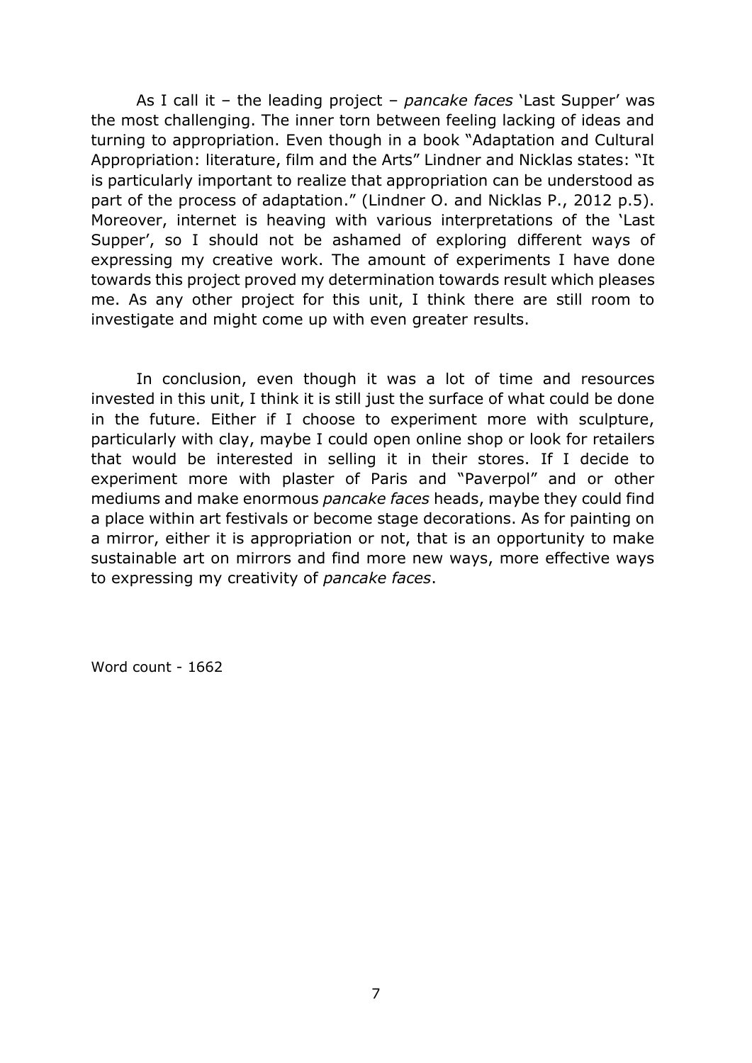As I call it – the leading project – *pancake faces* 'Last Supper' was the most challenging. The inner torn between feeling lacking of ideas and turning to appropriation. Even though in a book "Adaptation and Cultural Appropriation: literature, film and the Arts" Lindner and Nicklas states: "It is particularly important to realize that appropriation can be understood as part of the process of adaptation." (Lindner O. and Nicklas P., 2012 p.5). Moreover, internet is heaving with various interpretations of the 'Last Supper', so I should not be ashamed of exploring different ways of expressing my creative work. The amount of experiments I have done towards this project proved my determination towards result which pleases me. As any other project for this unit, I think there are still room to investigate and might come up with even greater results.

In conclusion, even though it was a lot of time and resources invested in this unit, I think it is still just the surface of what could be done in the future. Either if I choose to experiment more with sculpture, particularly with clay, maybe I could open online shop or look for retailers that would be interested in selling it in their stores. If I decide to experiment more with plaster of Paris and "Paverpol" and or other mediums and make enormous *pancake faces* heads, maybe they could find a place within art festivals or become stage decorations. As for painting on a mirror, either it is appropriation or not, that is an opportunity to make sustainable art on mirrors and find more new ways, more effective ways to expressing my creativity of *pancake faces*.

Word count - 1662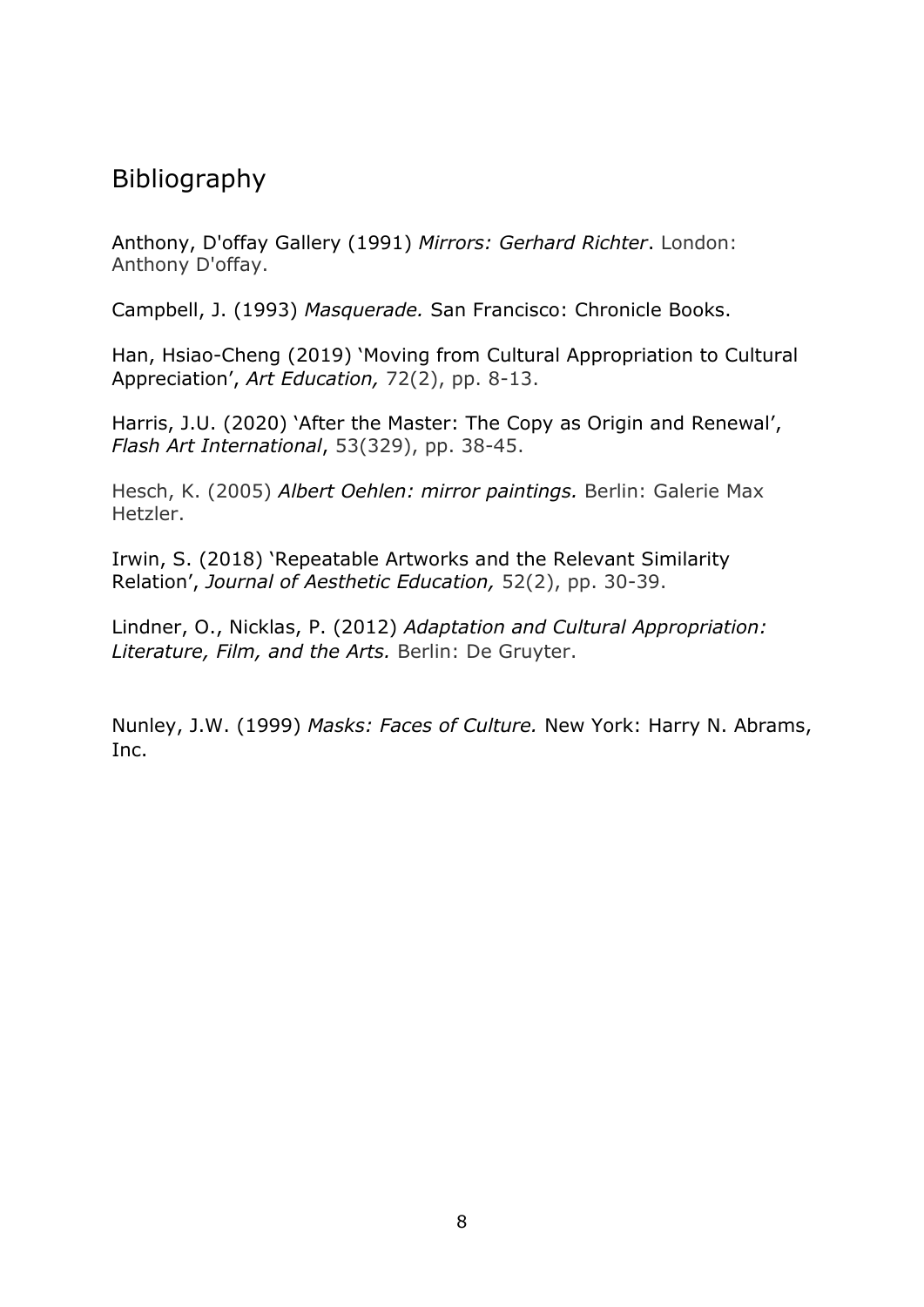## Bibliography

Anthony, D'offay Gallery (1991) *Mirrors: Gerhard Richter*. London: Anthony D'offay.

Campbell, J. (1993) *Masquerade.* San Francisco: Chronicle Books.

Han, Hsiao-Cheng (2019) 'Moving from Cultural Appropriation to Cultural Appreciation', *Art Education,* 72(2), pp. 8-13.

Harris, J.U. (2020) 'After the Master: The Copy as Origin and Renewal', *Flash Art International*, 53(329), pp. 38-45.

Hesch, K. (2005) *Albert Oehlen: mirror paintings.* Berlin: Galerie Max Hetzler.

Irwin, S. (2018) 'Repeatable Artworks and the Relevant Similarity Relation', *Journal of Aesthetic Education,* 52(2), pp. 30-39.

Lindner, O., Nicklas, P. (2012) *Adaptation and Cultural Appropriation: Literature, Film, and the Arts.* Berlin: De Gruyter.

Nunley, J.W. (1999) *Masks: Faces of Culture.* New York: Harry N. Abrams, Inc.